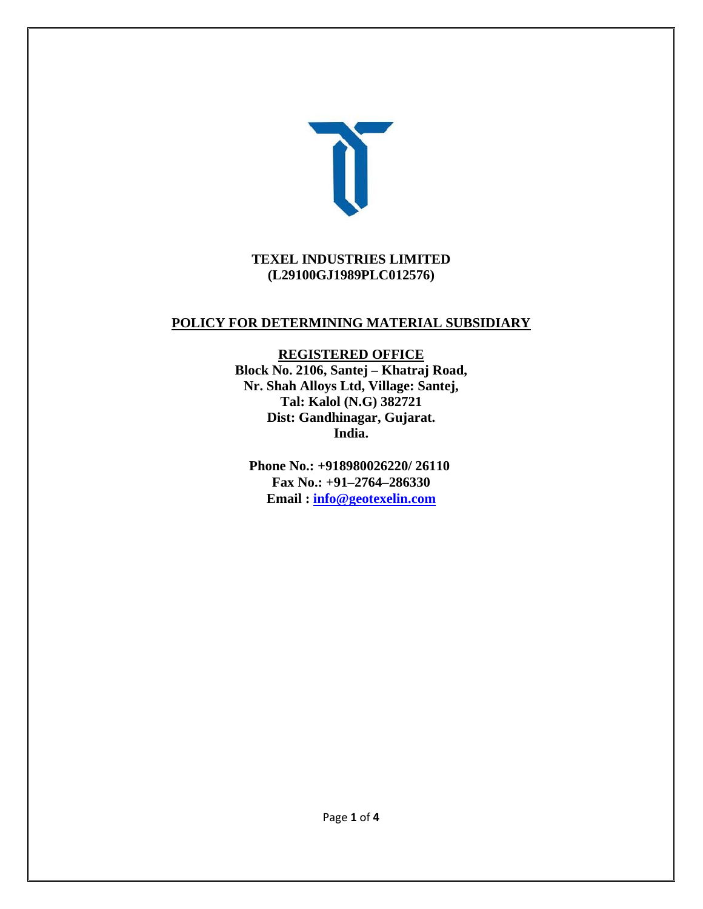**TEXEL INDUSTRIES LIMITED**
**(L29100GJ1989PLC012576)**

# POLICY FOR DETERMINING MATERIAL SUBSIDIARY

**REGISTERED OFFICE**
**Block No. 2106, Santej – Khatraj Road,**
**Nr. Shah Alloys Ltd, Village: Santej,**
**Tal: Kalol (N.G) 382721**
**Dist: Gandhinagar, Gujarat.**
**India.**

**Phone No.: +918980026220/ 26110**
**Fax No.: +91–2764–286330**
**Email : info@geotexelin.com**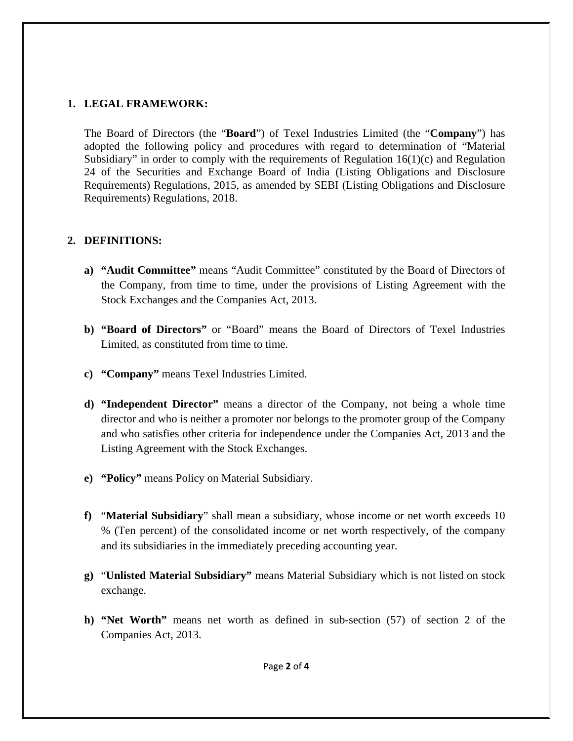## 1. LEGAL FRAMEWORK:

The Board of Directors (the "**Board**") of Texel Industries Limited (the "**Company**") has adopted the following policy and procedures with regard to determination of "Material Subsidiary" in order to comply with the requirements of Regulation 16(1)(c) and Regulation 24 of the Securities and Exchange Board of India (Listing Obligations and Disclosure Requirements) Regulations, 2015, as amended by SEBI (Listing Obligations and Disclosure Requirements) Regulations, 2018.

## 2. DEFINITIONS:

a) **"Audit Committee"** means "Audit Committee" constituted by the Board of Directors of the Company, from time to time, under the provisions of Listing Agreement with the Stock Exchanges and the Companies Act, 2013.

b) **"Board of Directors"** or "Board" means the Board of Directors of Texel Industries Limited, as constituted from time to time.

c) **"Company"** means Texel Industries Limited.

d) **"Independent Director"** means a director of the Company, not being a whole time director and who is neither a promoter nor belongs to the promoter group of the Company and who satisfies other criteria for independence under the Companies Act, 2013 and the Listing Agreement with the Stock Exchanges.

e) **"Policy"** means Policy on Material Subsidiary.

f) "**Material Subsidiary**" shall mean a subsidiary, whose income or net worth exceeds 10 % (Ten percent) of the consolidated income or net worth respectively, of the company and its subsidiaries in the immediately preceding accounting year.

g) "**Unlisted Material Subsidiary"** means Material Subsidiary which is not listed on stock exchange.

h) **"Net Worth"** means net worth as defined in sub-section (57) of section 2 of the Companies Act, 2013.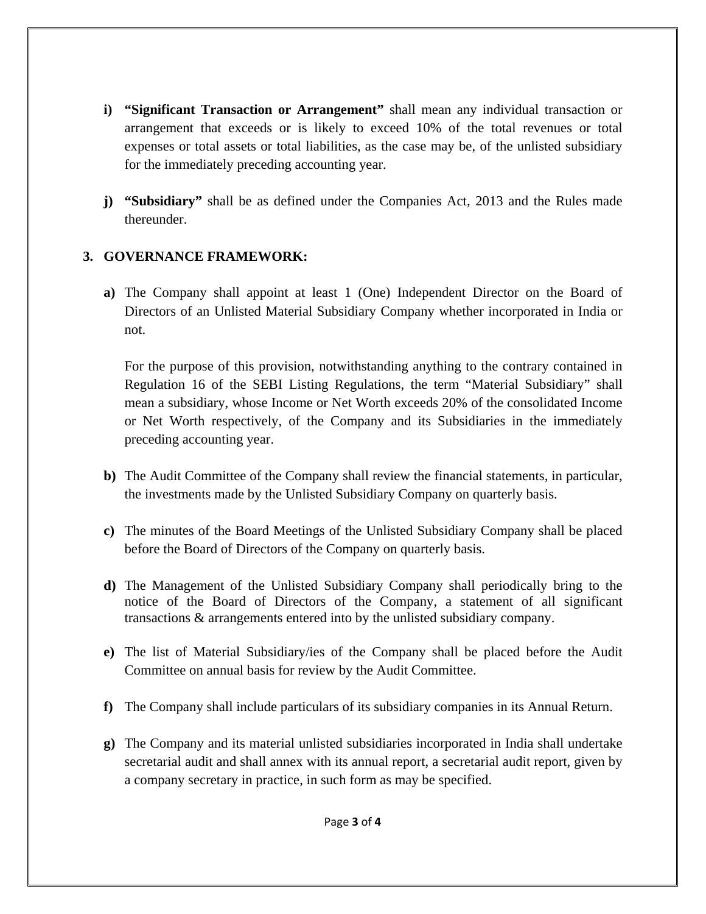i) **"Significant Transaction or Arrangement"** shall mean any individual transaction or arrangement that exceeds or is likely to exceed 10% of the total revenues or total expenses or total assets or total liabilities, as the case may be, of the unlisted subsidiary for the immediately preceding accounting year.

j) **"Subsidiary"** shall be as defined under the Companies Act, 2013 and the Rules made thereunder.

## 3. GOVERNANCE FRAMEWORK:

**a)** The Company shall appoint at least 1 (One) Independent Director on the Board of Directors of an Unlisted Material Subsidiary Company whether incorporated in India or not.

For the purpose of this provision, notwithstanding anything to the contrary contained in Regulation 16 of the SEBI Listing Regulations, the term "Material Subsidiary" shall mean a subsidiary, whose Income or Net Worth exceeds 20% of the consolidated Income or Net Worth respectively, of the Company and its Subsidiaries in the immediately preceding accounting year.

**b)** The Audit Committee of the Company shall review the financial statements, in particular, the investments made by the Unlisted Subsidiary Company on quarterly basis.

**c)** The minutes of the Board Meetings of the Unlisted Subsidiary Company shall be placed before the Board of Directors of the Company on quarterly basis.

**d)** The Management of the Unlisted Subsidiary Company shall periodically bring to the notice of the Board of Directors of the Company, a statement of all significant transactions & arrangements entered into by the unlisted subsidiary company.

**e)** The list of Material Subsidiary/ies of the Company shall be placed before the Audit Committee on annual basis for review by the Audit Committee.

**f)** The Company shall include particulars of its subsidiary companies in its Annual Return.

**g)** The Company and its material unlisted subsidiaries incorporated in India shall undertake secretarial audit and shall annex with its annual report, a secretarial audit report, given by a company secretary in practice, in such form as may be specified.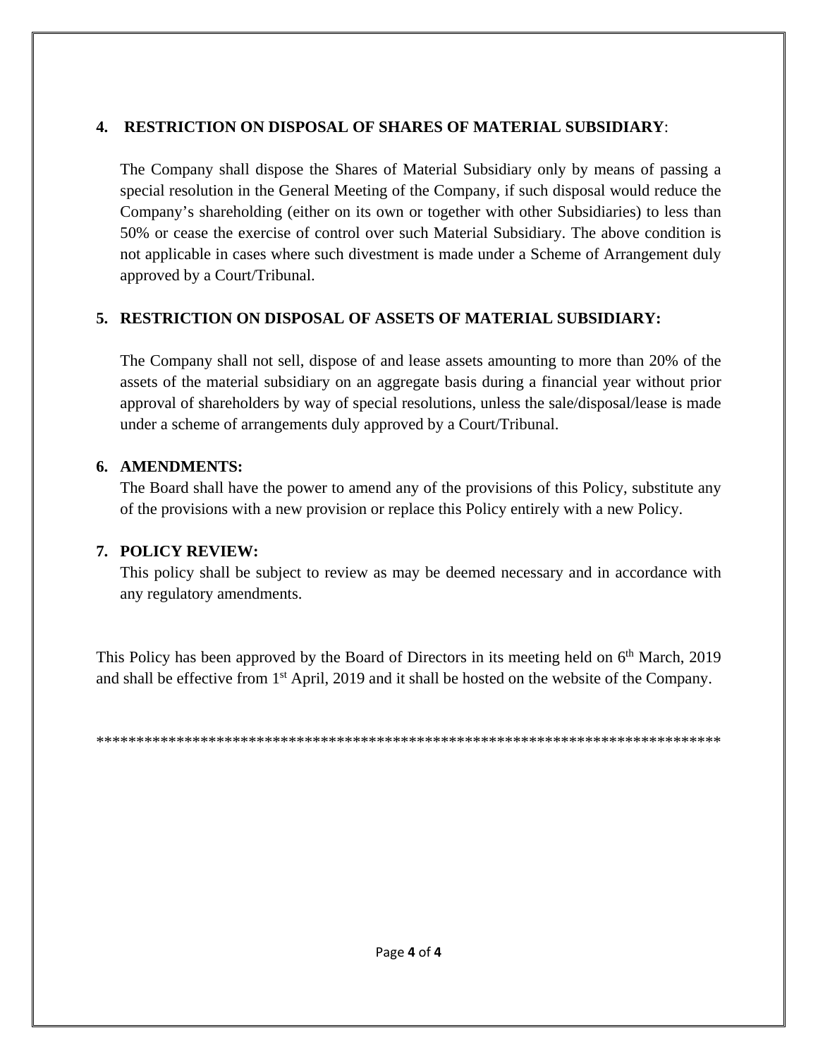## 4. RESTRICTION ON DISPOSAL OF SHARES OF MATERIAL SUBSIDIARY:

The Company shall dispose the Shares of Material Subsidiary only by means of passing a special resolution in the General Meeting of the Company, if such disposal would reduce the Company's shareholding (either on its own or together with other Subsidiaries) to less than 50% or cease the exercise of control over such Material Subsidiary. The above condition is not applicable in cases where such divestment is made under a Scheme of Arrangement duly approved by a Court/Tribunal.

## 5. RESTRICTION ON DISPOSAL OF ASSETS OF MATERIAL SUBSIDIARY:

The Company shall not sell, dispose of and lease assets amounting to more than 20% of the assets of the material subsidiary on an aggregate basis during a financial year without prior approval of shareholders by way of special resolutions, unless the sale/disposal/lease is made under a scheme of arrangements duly approved by a Court/Tribunal.

## 6. AMENDMENTS:

The Board shall have the power to amend any of the provisions of this Policy, substitute any of the provisions with a new provision or replace this Policy entirely with a new Policy.

## 7. POLICY REVIEW:

This policy shall be subject to review as may be deemed necessary and in accordance with any regulatory amendments.

This Policy has been approved by the Board of Directors in its meeting held on 6th March, 2019 and shall be effective from 1st April, 2019 and it shall be hosted on the website of the Company.

*******************************************************************************